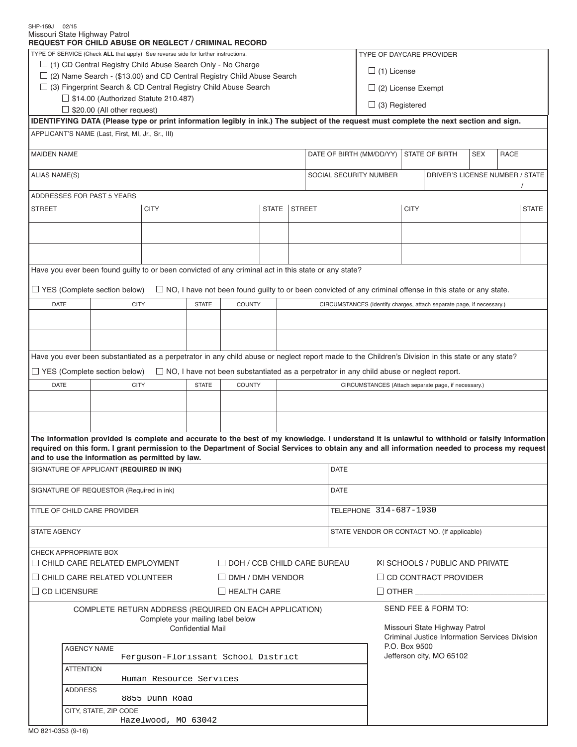SHP-159J 02/15

Missouri State Highway Patrol

**REQUEST FOR CHILD ABUSE OR NEGLECT / CRIMINAL RECORD**

TYPE OF SERVICE (Check **ALL** that apply) See reverse side for further instructions.

- ☐ (1) CD Central Registry Child Abuse Search Only - No Charge
- ☐ (2) Name Search - ($13.00) and CD Central Registry Child Abuse Search
- ☐ (3) Fingerprint Search & CD Central Registry Child Abuse Search
  - ☐ $14.00 (Authorized Statute 210.487)
  - ☐ $20.00 (All other request)

TYPE OF DAYCARE PROVIDER

- ☐ (1) License
- ☐ (2) License Exempt
- ☐ (3) Registered

**IDENTIFYING DATA (Please type or print information legibly in ink.) The subject of the request must complete the next section and sign.**

APPLICANT'S NAME (Last, First, MI, Jr., Sr., III)

| MAIDEN NAME | DATE OF BIRTH (MM/DD/YY) | STATE OF BIRTH | SEX | RACE |
|---|---|---|---|---|
| | | | | |

| ALIAS NAME(S) | SOCIAL SECURITY NUMBER | DRIVER'S LICENSE NUMBER / STATE |
|---|---|---|
| | | / |

ADDRESSES FOR PAST 5 YEARS

| STREET | CITY | STATE | STREET | CITY | STATE |
|---|---|---|---|---|---|
| | | | | | |
| | | | | | |

Have you ever been found guilty to or been convicted of any criminal act in this state or any state?

☐ YES (Complete section below) ☐ NO, I have not been found guilty to or been convicted of any criminal offense in this state or any state.

| DATE | CITY | STATE | COUNTY | CIRCUMSTANCES (Identify charges, attach separate page, if necessary.) |
|---|---|---|---|---|
| | | | | |
| | | | | |

Have you ever been substantiated as a perpetrator in any child abuse or neglect report made to the Children's Division in this state or any state?

☐ YES (Complete section below) ☐ NO, I have not been substantiated as a perpetrator in any child abuse or neglect report.

| DATE | CITY | STATE | COUNTY | CIRCUMSTANCES (Attach separate page, if necessary.) |
|---|---|---|---|---|
| | | | | |
| | | | | |

**The information provided is complete and accurate to the best of my knowledge. I understand it is unlawful to withhold or falsify information required on this form. I grant permission to the Department of Social Services to obtain any and all information needed to process my request and to use the information as permitted by law.**

| SIGNATURE OF APPLICANT **(REQUIRED IN INK)** | DATE |
|---|---|
| SIGNATURE OF REQUESTOR (Required in ink) | DATE |
| TITLE OF CHILD CARE PROVIDER | TELEPHONE 314-687-1930 |
| STATE AGENCY | STATE VENDOR OR CONTACT NO. (If applicable) |

CHECK APPROPRIATE BOX

- ☐ CHILD CARE RELATED EMPLOYMENT
- ☐ CHILD CARE RELATED VOLUNTEER
- ☐ CD LICENSURE
- ☐ DOH / CCB CHILD CARE BUREAU
- ☐ DMH / DMH VENDOR
- ☐ HEALTH CARE
- ☒ SCHOOLS / PUBLIC AND PRIVATE
- ☐ CD CONTRACT PROVIDER
- ☐ OTHER ______________________________

COMPLETE RETURN ADDRESS (REQUIRED ON EACH APPLICATION)
Complete your mailing label below
Confidential Mail

| | |
|---|---|
| AGENCY NAME | Ferguson-Florissant School District |
| ATTENTION | Human Resource Services |
| ADDRESS | 8855 Dunn Road |
| CITY, STATE, ZIP CODE | Hazelwood, MO 63042 |

SEND FEE & FORM TO:

Missouri State Highway Patrol
Criminal Justice Information Services Division
P.O. Box 9500
Jefferson city, MO 65102

MO 821-0353 (9-16)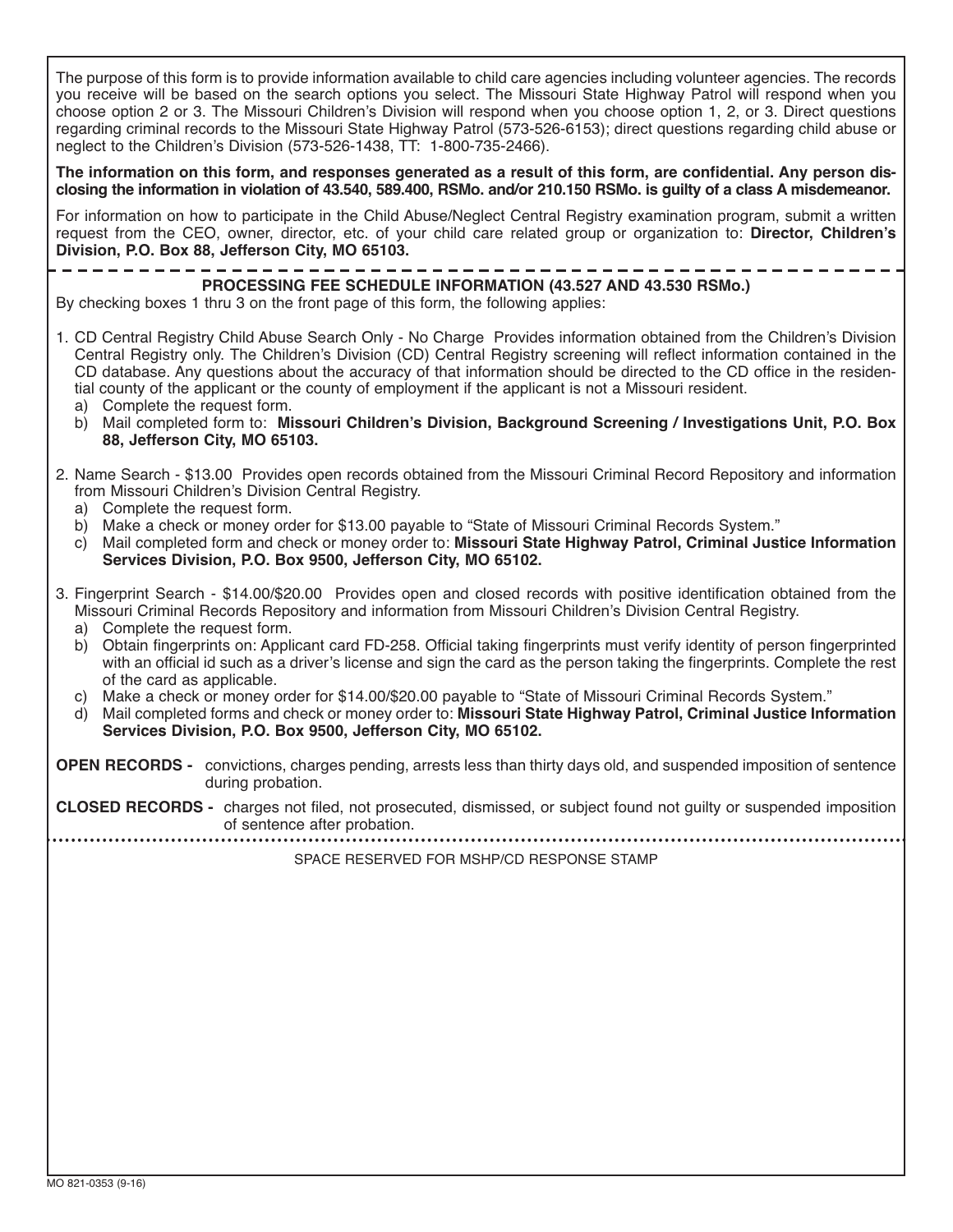The purpose of this form is to provide information available to child care agencies including volunteer agencies. The records you receive will be based on the search options you select. The Missouri State Highway Patrol will respond when you choose option 2 or 3. The Missouri Children's Division will respond when you choose option 1, 2, or 3. Direct questions regarding criminal records to the Missouri State Highway Patrol (573-526-6153); direct questions regarding child abuse or neglect to the Children's Division (573-526-1438, TT: 1-800-735-2466).

**The information on this form, and responses generated as a result of this form, are confidential. Any person disclosing the information in violation of 43.540, 589.400, RSMo. and/or 210.150 RSMo. is guilty of a class A misdemeanor.**

For information on how to participate in the Child Abuse/Neglect Central Registry examination program, submit a written request from the CEO, owner, director, etc. of your child care related group or organization to: **Director, Children's Division, P.O. Box 88, Jefferson City, MO 65103.**

---

**PROCESSING FEE SCHEDULE INFORMATION (43.527 AND 43.530 RSMo.)**

By checking boxes 1 thru 3 on the front page of this form, the following applies:

1. CD Central Registry Child Abuse Search Only - No Charge Provides information obtained from the Children's Division Central Registry only. The Children's Division (CD) Central Registry screening will reflect information contained in the CD database. Any questions about the accuracy of that information should be directed to the CD office in the residential county of the applicant or the county of employment if the applicant is not a Missouri resident.
   a) Complete the request form.
   b) Mail completed form to: **Missouri Children's Division, Background Screening / Investigations Unit, P.O. Box 88, Jefferson City, MO 65103.**

2. Name Search - $13.00 Provides open records obtained from the Missouri Criminal Record Repository and information from Missouri Children's Division Central Registry.
   a) Complete the request form.
   b) Make a check or money order for $13.00 payable to "State of Missouri Criminal Records System."
   c) Mail completed form and check or money order to: **Missouri State Highway Patrol, Criminal Justice Information Services Division, P.O. Box 9500, Jefferson City, MO 65102.**

3. Fingerprint Search - $14.00/$20.00 Provides open and closed records with positive identification obtained from the Missouri Criminal Records Repository and information from Missouri Children's Division Central Registry.
   a) Complete the request form.
   b) Obtain fingerprints on: Applicant card FD-258. Official taking fingerprints must verify identity of person fingerprinted with an official id such as a driver's license and sign the card as the person taking the fingerprints. Complete the rest of the card as applicable.
   c) Make a check or money order for $14.00/$20.00 payable to "State of Missouri Criminal Records System."
   d) Mail completed forms and check or money order to: **Missouri State Highway Patrol, Criminal Justice Information Services Division, P.O. Box 9500, Jefferson City, MO 65102.**

**OPEN RECORDS -** convictions, charges pending, arrests less than thirty days old, and suspended imposition of sentence during probation.

**CLOSED RECORDS -** charges not filed, not prosecuted, dismissed, or subject found not guilty or suspended imposition of sentence after probation.

---

SPACE RESERVED FOR MSHP/CD RESPONSE STAMP

MO 821-0353 (9-16)